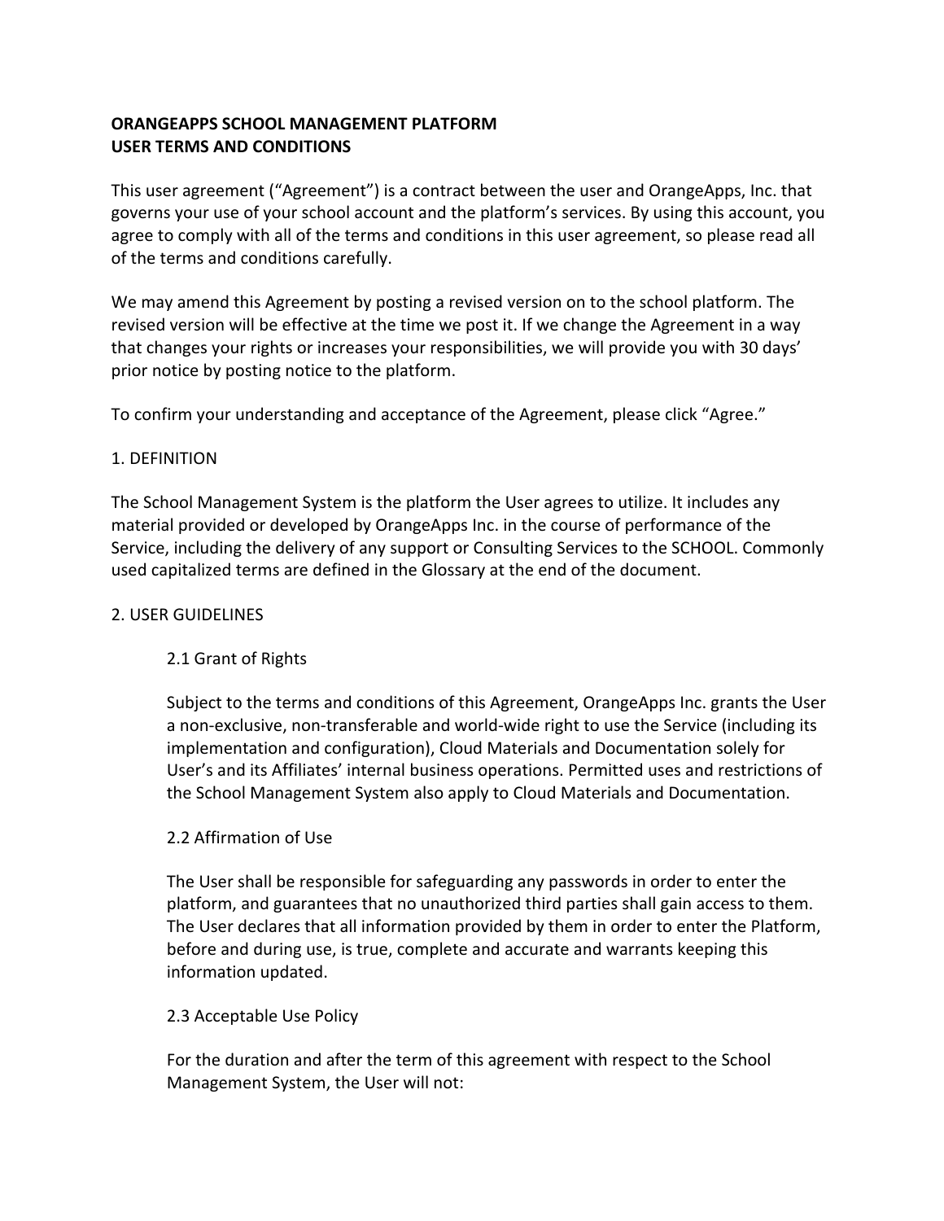**ORANGEAPPS SCHOOL MANAGEMENT PLATFORM**
**USER TERMS AND CONDITIONS**

This user agreement ("Agreement") is a contract between the user and OrangeApps, Inc. that governs your use of your school account and the platform's services. By using this account, you agree to comply with all of the terms and conditions in this user agreement, so please read all of the terms and conditions carefully.

We may amend this Agreement by posting a revised version on to the school platform. The revised version will be effective at the time we post it. If we change the Agreement in a way that changes your rights or increases your responsibilities, we will provide you with 30 days' prior notice by posting notice to the platform.

To confirm your understanding and acceptance of the Agreement, please click "Agree."

## 1. DEFINITION

The School Management System is the platform the User agrees to utilize. It includes any material provided or developed by OrangeApps Inc. in the course of performance of the Service, including the delivery of any support or Consulting Services to the SCHOOL. Commonly used capitalized terms are defined in the Glossary at the end of the document.

## 2. USER GUIDELINES

### 2.1 Grant of Rights

Subject to the terms and conditions of this Agreement, OrangeApps Inc. grants the User a non-exclusive, non-transferable and world-wide right to use the Service (including its implementation and configuration), Cloud Materials and Documentation solely for User's and its Affiliates' internal business operations. Permitted uses and restrictions of the School Management System also apply to Cloud Materials and Documentation.

### 2.2 Affirmation of Use

The User shall be responsible for safeguarding any passwords in order to enter the platform, and guarantees that no unauthorized third parties shall gain access to them. The User declares that all information provided by them in order to enter the Platform, before and during use, is true, complete and accurate and warrants keeping this information updated.

### 2.3 Acceptable Use Policy

For the duration and after the term of this agreement with respect to the School Management System, the User will not: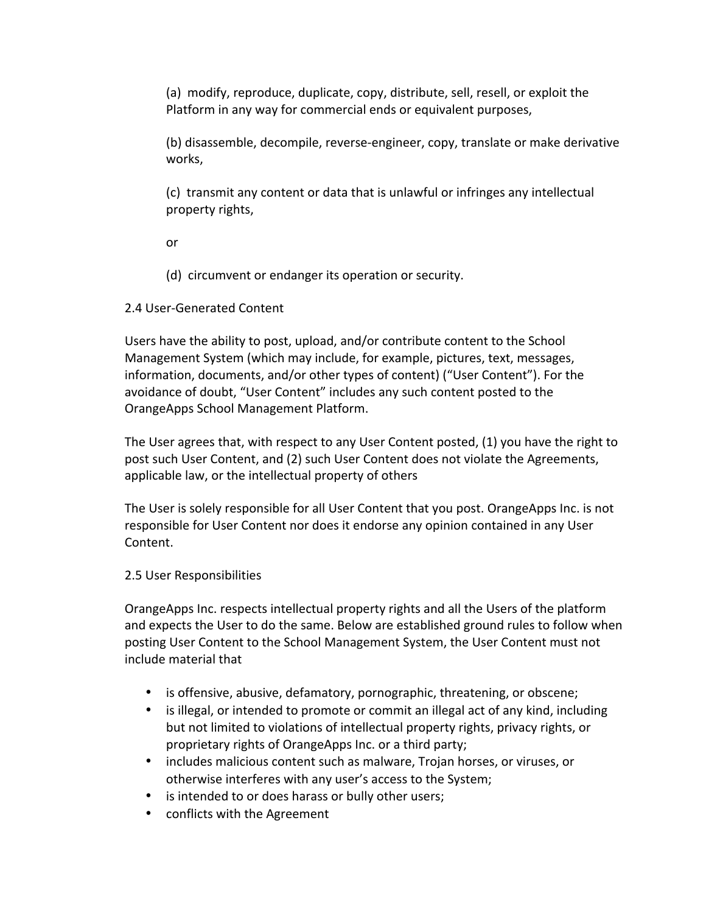(a) modify, reproduce, duplicate, copy, distribute, sell, resell, or exploit the Platform in any way for commercial ends or equivalent purposes,

(b) disassemble, decompile, reverse-engineer, copy, translate or make derivative works,

(c) transmit any content or data that is unlawful or infringes any intellectual property rights,

or

(d) circumvent or endanger its operation or security.

2.4 User-Generated Content

Users have the ability to post, upload, and/or contribute content to the School Management System (which may include, for example, pictures, text, messages, information, documents, and/or other types of content) ("User Content"). For the avoidance of doubt, "User Content" includes any such content posted to the OrangeApps School Management Platform.

The User agrees that, with respect to any User Content posted, (1) you have the right to post such User Content, and (2) such User Content does not violate the Agreements, applicable law, or the intellectual property of others

The User is solely responsible for all User Content that you post. OrangeApps Inc. is not responsible for User Content nor does it endorse any opinion contained in any User Content.

2.5 User Responsibilities

OrangeApps Inc. respects intellectual property rights and all the Users of the platform and expects the User to do the same. Below are established ground rules to follow when posting User Content to the School Management System, the User Content must not include material that

- is offensive, abusive, defamatory, pornographic, threatening, or obscene;
- is illegal, or intended to promote or commit an illegal act of any kind, including but not limited to violations of intellectual property rights, privacy rights, or proprietary rights of OrangeApps Inc. or a third party;
- includes malicious content such as malware, Trojan horses, or viruses, or otherwise interferes with any user's access to the System;
- is intended to or does harass or bully other users;
- conflicts with the Agreement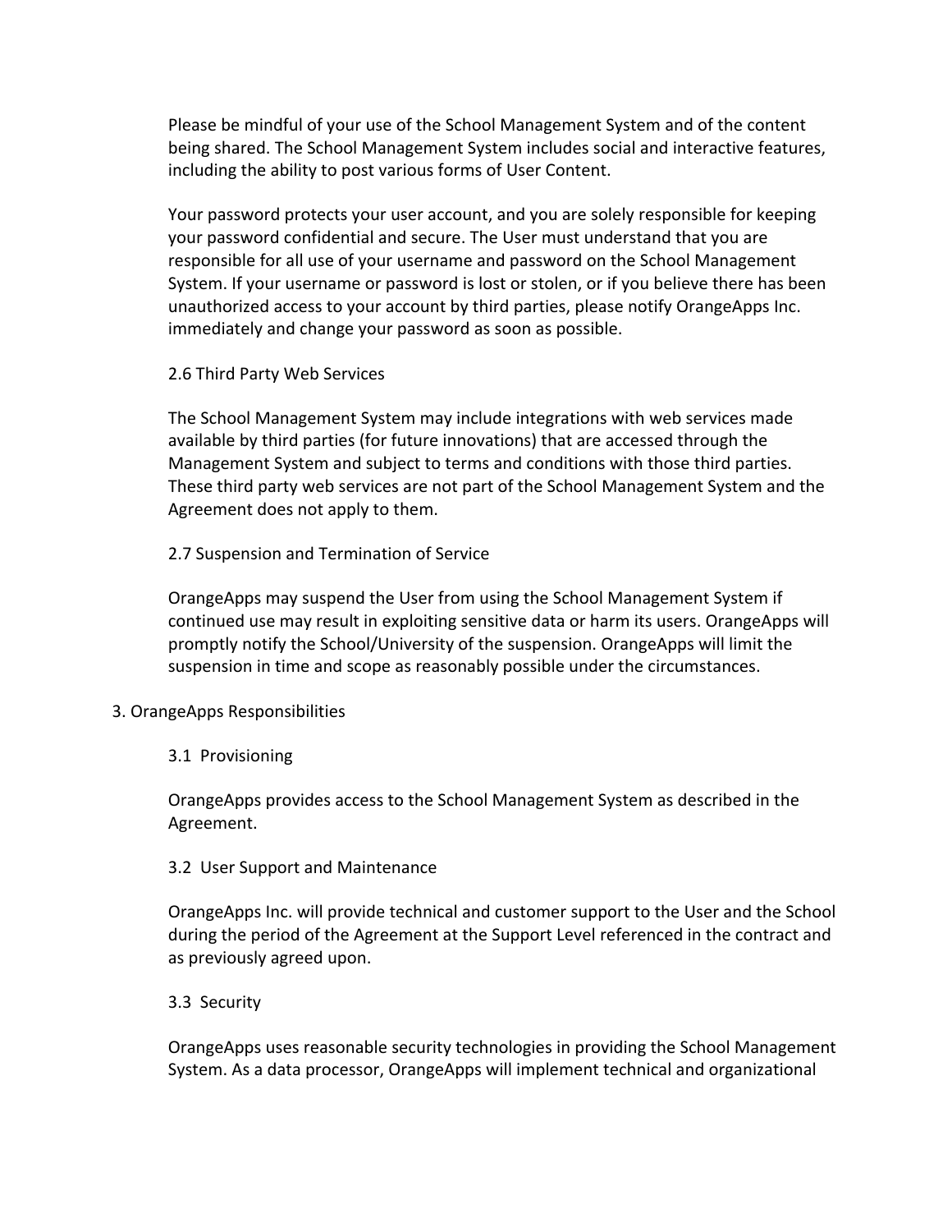Please be mindful of your use of the School Management System and of the content being shared. The School Management System includes social and interactive features, including the ability to post various forms of User Content.

Your password protects your user account, and you are solely responsible for keeping your password confidential and secure. The User must understand that you are responsible for all use of your username and password on the School Management System. If your username or password is lost or stolen, or if you believe there has been unauthorized access to your account by third parties, please notify OrangeApps Inc. immediately and change your password as soon as possible.

### 2.6 Third Party Web Services

The School Management System may include integrations with web services made available by third parties (for future innovations) that are accessed through the Management System and subject to terms and conditions with those third parties. These third party web services are not part of the School Management System and the Agreement does not apply to them.

### 2.7 Suspension and Termination of Service

OrangeApps may suspend the User from using the School Management System if continued use may result in exploiting sensitive data or harm its users. OrangeApps will promptly notify the School/University of the suspension. OrangeApps will limit the suspension in time and scope as reasonably possible under the circumstances.

## 3. OrangeApps Responsibilities

### 3.1 Provisioning

OrangeApps provides access to the School Management System as described in the Agreement.

### 3.2 User Support and Maintenance

OrangeApps Inc. will provide technical and customer support to the User and the School during the period of the Agreement at the Support Level referenced in the contract and as previously agreed upon.

### 3.3 Security

OrangeApps uses reasonable security technologies in providing the School Management System. As a data processor, OrangeApps will implement technical and organizational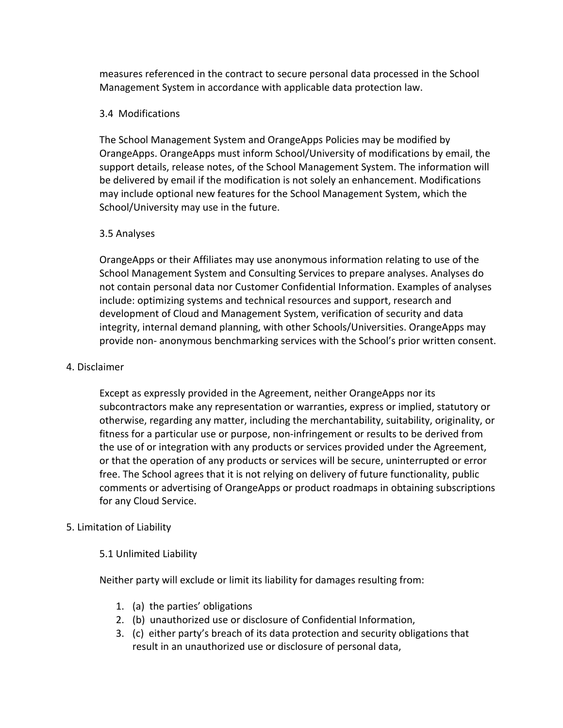measures referenced in the contract to secure personal data processed in the School Management System in accordance with applicable data protection law.

### 3.4 Modifications

The School Management System and OrangeApps Policies may be modified by OrangeApps. OrangeApps must inform School/University of modifications by email, the support details, release notes, of the School Management System. The information will be delivered by email if the modification is not solely an enhancement. Modifications may include optional new features for the School Management System, which the School/University may use in the future.

### 3.5 Analyses

OrangeApps or their Affiliates may use anonymous information relating to use of the School Management System and Consulting Services to prepare analyses. Analyses do not contain personal data nor Customer Confidential Information. Examples of analyses include: optimizing systems and technical resources and support, research and development of Cloud and Management System, verification of security and data integrity, internal demand planning, with other Schools/Universities. OrangeApps may provide non- anonymous benchmarking services with the School's prior written consent.

## 4. Disclaimer

Except as expressly provided in the Agreement, neither OrangeApps nor its subcontractors make any representation or warranties, express or implied, statutory or otherwise, regarding any matter, including the merchantability, suitability, originality, or fitness for a particular use or purpose, non-infringement or results to be derived from the use of or integration with any products or services provided under the Agreement, or that the operation of any products or services will be secure, uninterrupted or error free. The School agrees that it is not relying on delivery of future functionality, public comments or advertising of OrangeApps or product roadmaps in obtaining subscriptions for any Cloud Service.

## 5. Limitation of Liability

### 5.1 Unlimited Liability

Neither party will exclude or limit its liability for damages resulting from:

1. (a) the parties' obligations
2. (b) unauthorized use or disclosure of Confidential Information,
3. (c) either party's breach of its data protection and security obligations that result in an unauthorized use or disclosure of personal data,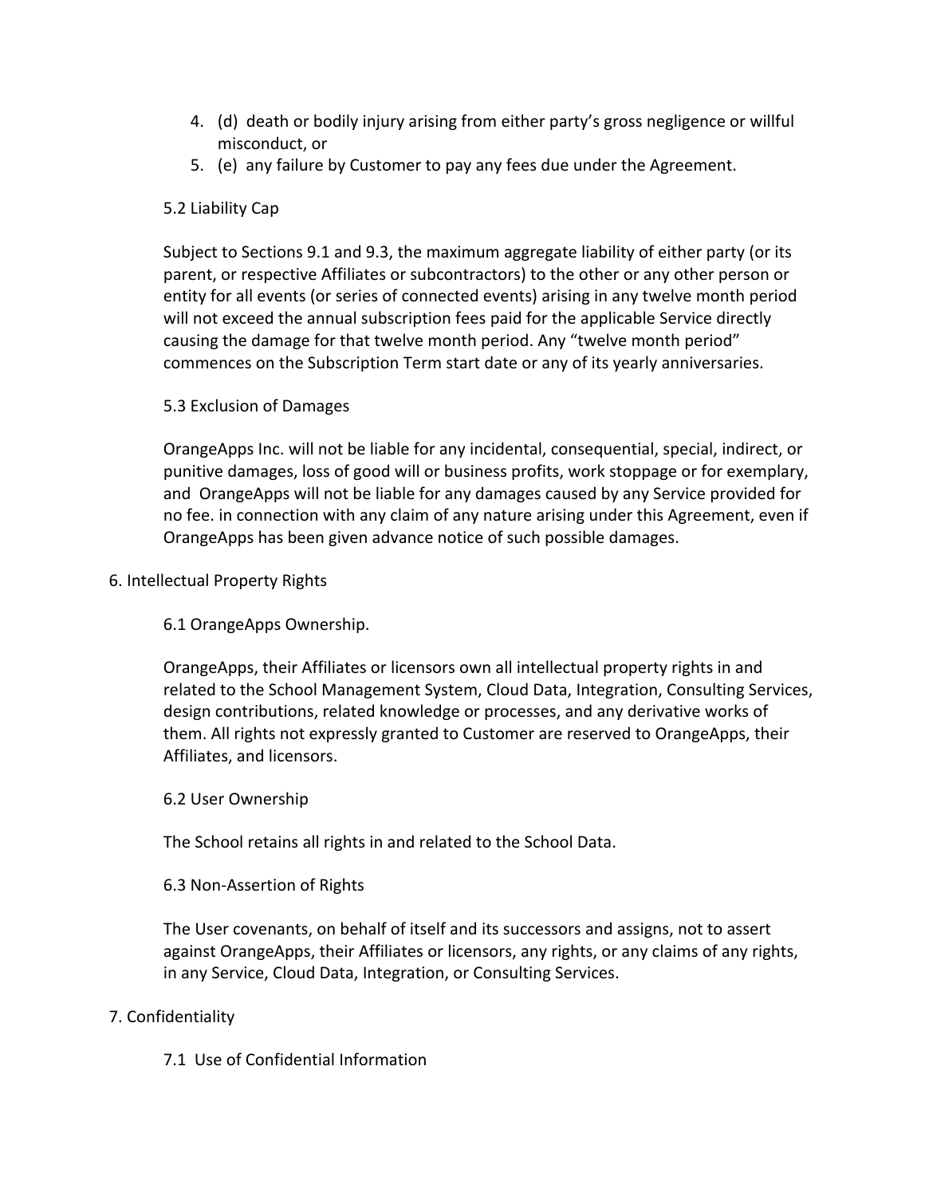4. (d) death or bodily injury arising from either party's gross negligence or willful misconduct, or
5. (e) any failure by Customer to pay any fees due under the Agreement.

5.2 Liability Cap

Subject to Sections 9.1 and 9.3, the maximum aggregate liability of either party (or its parent, or respective Affiliates or subcontractors) to the other or any other person or entity for all events (or series of connected events) arising in any twelve month period will not exceed the annual subscription fees paid for the applicable Service directly causing the damage for that twelve month period. Any "twelve month period" commences on the Subscription Term start date or any of its yearly anniversaries.

5.3 Exclusion of Damages

OrangeApps Inc. will not be liable for any incidental, consequential, special, indirect, or punitive damages, loss of good will or business profits, work stoppage or for exemplary, and OrangeApps will not be liable for any damages caused by any Service provided for no fee. in connection with any claim of any nature arising under this Agreement, even if OrangeApps has been given advance notice of such possible damages.

6. Intellectual Property Rights

6.1 OrangeApps Ownership.

OrangeApps, their Affiliates or licensors own all intellectual property rights in and related to the School Management System, Cloud Data, Integration, Consulting Services, design contributions, related knowledge or processes, and any derivative works of them. All rights not expressly granted to Customer are reserved to OrangeApps, their Affiliates, and licensors.

6.2 User Ownership

The School retains all rights in and related to the School Data.

6.3 Non-Assertion of Rights

The User covenants, on behalf of itself and its successors and assigns, not to assert against OrangeApps, their Affiliates or licensors, any rights, or any claims of any rights, in any Service, Cloud Data, Integration, or Consulting Services.

7. Confidentiality

7.1 Use of Confidential Information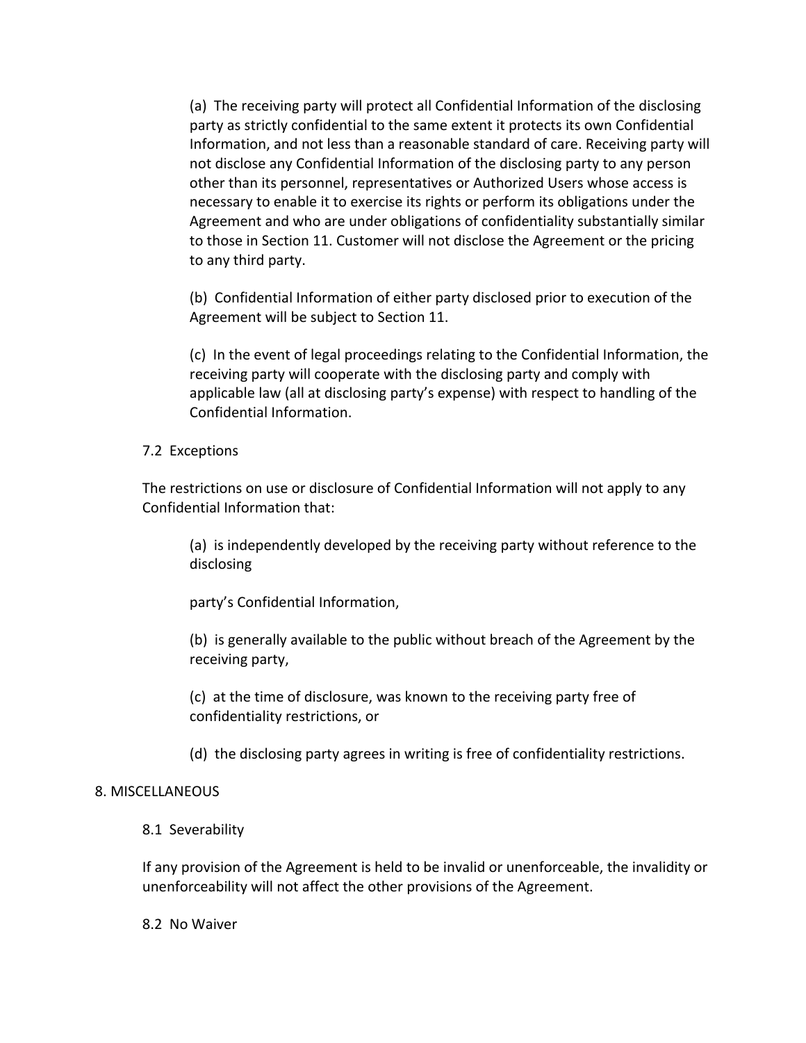(a) The receiving party will protect all Confidential Information of the disclosing party as strictly confidential to the same extent it protects its own Confidential Information, and not less than a reasonable standard of care. Receiving party will not disclose any Confidential Information of the disclosing party to any person other than its personnel, representatives or Authorized Users whose access is necessary to enable it to exercise its rights or perform its obligations under the Agreement and who are under obligations of confidentiality substantially similar to those in Section 11. Customer will not disclose the Agreement or the pricing to any third party.

(b) Confidential Information of either party disclosed prior to execution of the Agreement will be subject to Section 11.

(c) In the event of legal proceedings relating to the Confidential Information, the receiving party will cooperate with the disclosing party and comply with applicable law (all at disclosing party's expense) with respect to handling of the Confidential Information.

7.2 Exceptions

The restrictions on use or disclosure of Confidential Information will not apply to any Confidential Information that:

(a) is independently developed by the receiving party without reference to the disclosing

party's Confidential Information,

(b) is generally available to the public without breach of the Agreement by the receiving party,

(c) at the time of disclosure, was known to the receiving party free of confidentiality restrictions, or

(d) the disclosing party agrees in writing is free of confidentiality restrictions.

## 8. MISCELLANEOUS

8.1 Severability

If any provision of the Agreement is held to be invalid or unenforceable, the invalidity or unenforceability will not affect the other provisions of the Agreement.

8.2 No Waiver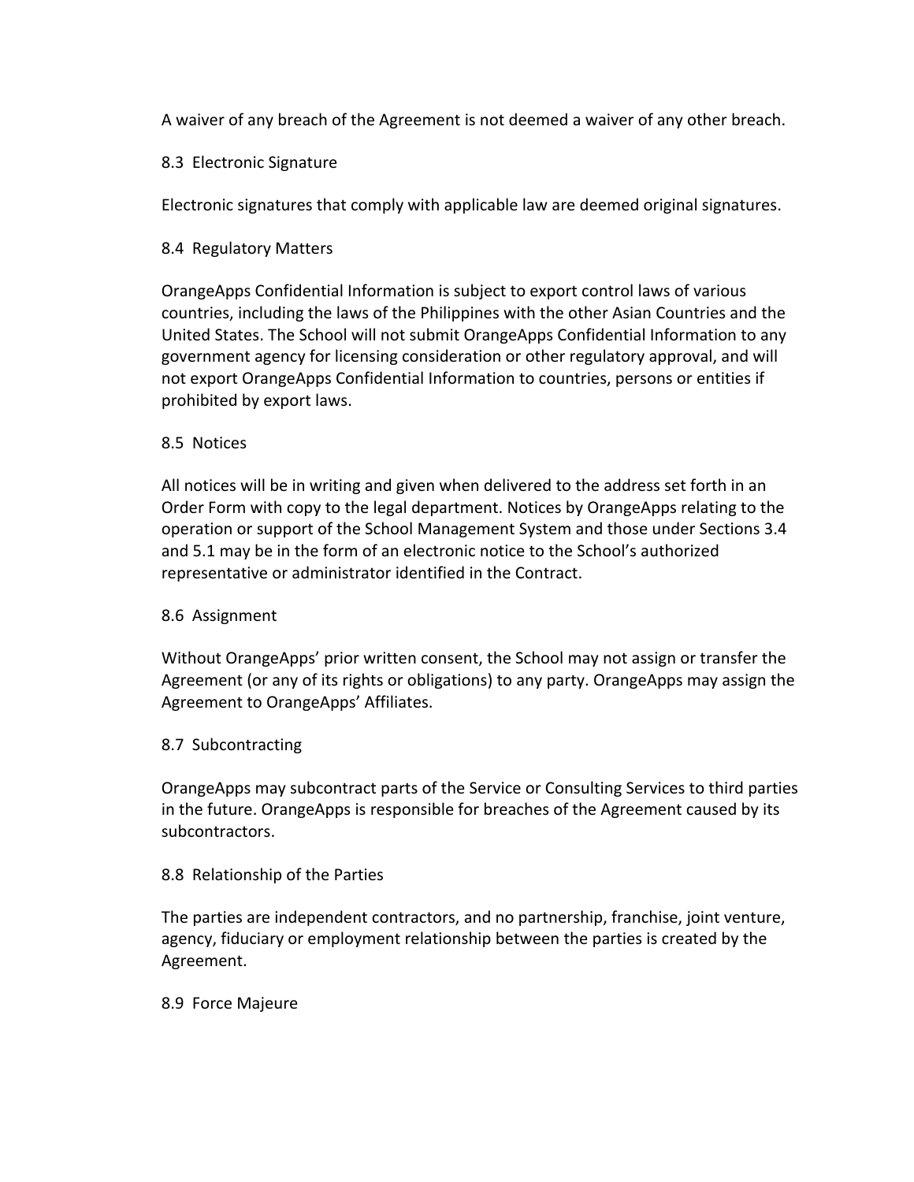A waiver of any breach of the Agreement is not deemed a waiver of any other breach.

### 8.3 Electronic Signature

Electronic signatures that comply with applicable law are deemed original signatures.

### 8.4 Regulatory Matters

OrangeApps Confidential Information is subject to export control laws of various countries, including the laws of the Philippines with the other Asian Countries and the United States. The School will not submit OrangeApps Confidential Information to any government agency for licensing consideration or other regulatory approval, and will not export OrangeApps Confidential Information to countries, persons or entities if prohibited by export laws.

### 8.5 Notices

All notices will be in writing and given when delivered to the address set forth in an Order Form with copy to the legal department. Notices by OrangeApps relating to the operation or support of the School Management System and those under Sections 3.4 and 5.1 may be in the form of an electronic notice to the School's authorized representative or administrator identified in the Contract.

### 8.6 Assignment

Without OrangeApps' prior written consent, the School may not assign or transfer the Agreement (or any of its rights or obligations) to any party. OrangeApps may assign the Agreement to OrangeApps' Affiliates.

### 8.7 Subcontracting

OrangeApps may subcontract parts of the Service or Consulting Services to third parties in the future. OrangeApps is responsible for breaches of the Agreement caused by its subcontractors.

### 8.8 Relationship of the Parties

The parties are independent contractors, and no partnership, franchise, joint venture, agency, fiduciary or employment relationship between the parties is created by the Agreement.

### 8.9 Force Majeure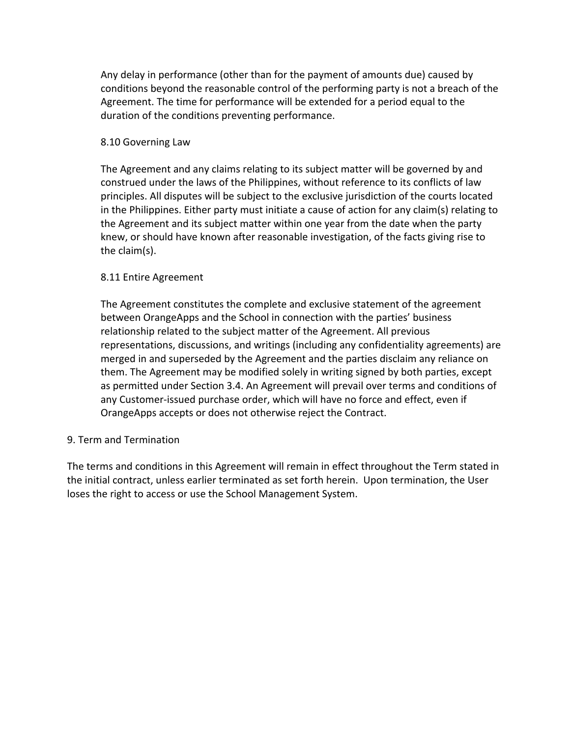Any delay in performance (other than for the payment of amounts due) caused by conditions beyond the reasonable control of the performing party is not a breach of the Agreement. The time for performance will be extended for a period equal to the duration of the conditions preventing performance.

### 8.10 Governing Law

The Agreement and any claims relating to its subject matter will be governed by and construed under the laws of the Philippines, without reference to its conflicts of law principles. All disputes will be subject to the exclusive jurisdiction of the courts located in the Philippines. Either party must initiate a cause of action for any claim(s) relating to the Agreement and its subject matter within one year from the date when the party knew, or should have known after reasonable investigation, of the facts giving rise to the claim(s).

### 8.11 Entire Agreement

The Agreement constitutes the complete and exclusive statement of the agreement between OrangeApps and the School in connection with the parties' business relationship related to the subject matter of the Agreement. All previous representations, discussions, and writings (including any confidentiality agreements) are merged in and superseded by the Agreement and the parties disclaim any reliance on them. The Agreement may be modified solely in writing signed by both parties, except as permitted under Section 3.4. An Agreement will prevail over terms and conditions of any Customer-issued purchase order, which will have no force and effect, even if OrangeApps accepts or does not otherwise reject the Contract.

## 9. Term and Termination

The terms and conditions in this Agreement will remain in effect throughout the Term stated in the initial contract, unless earlier terminated as set forth herein. Upon termination, the User loses the right to access or use the School Management System.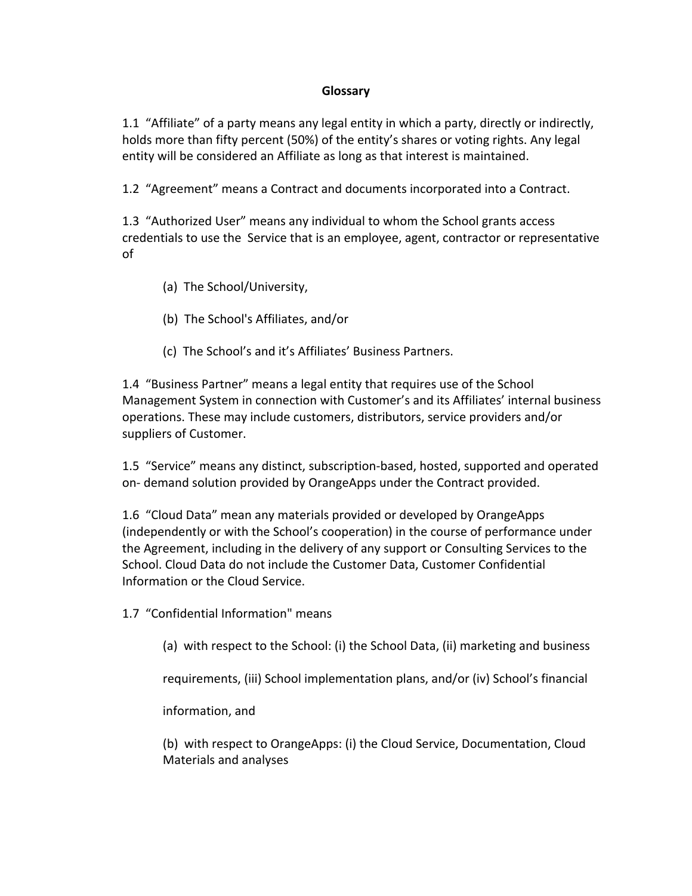## Glossary

1.1 "Affiliate" of a party means any legal entity in which a party, directly or indirectly, holds more than fifty percent (50%) of the entity's shares or voting rights. Any legal entity will be considered an Affiliate as long as that interest is maintained.

1.2 "Agreement" means a Contract and documents incorporated into a Contract.

1.3 "Authorized User" means any individual to whom the School grants access credentials to use the Service that is an employee, agent, contractor or representative of

(a) The School/University,

(b) The School's Affiliates, and/or

(c) The School's and it's Affiliates' Business Partners.

1.4 "Business Partner" means a legal entity that requires use of the School Management System in connection with Customer's and its Affiliates' internal business operations. These may include customers, distributors, service providers and/or suppliers of Customer.

1.5 "Service" means any distinct, subscription-based, hosted, supported and operated on- demand solution provided by OrangeApps under the Contract provided.

1.6 "Cloud Data" mean any materials provided or developed by OrangeApps (independently or with the School's cooperation) in the course of performance under the Agreement, including in the delivery of any support or Consulting Services to the School. Cloud Data do not include the Customer Data, Customer Confidential Information or the Cloud Service.

1.7 "Confidential Information" means

(a) with respect to the School: (i) the School Data, (ii) marketing and business requirements, (iii) School implementation plans, and/or (iv) School's financial information, and

(b) with respect to OrangeApps: (i) the Cloud Service, Documentation, Cloud Materials and analyses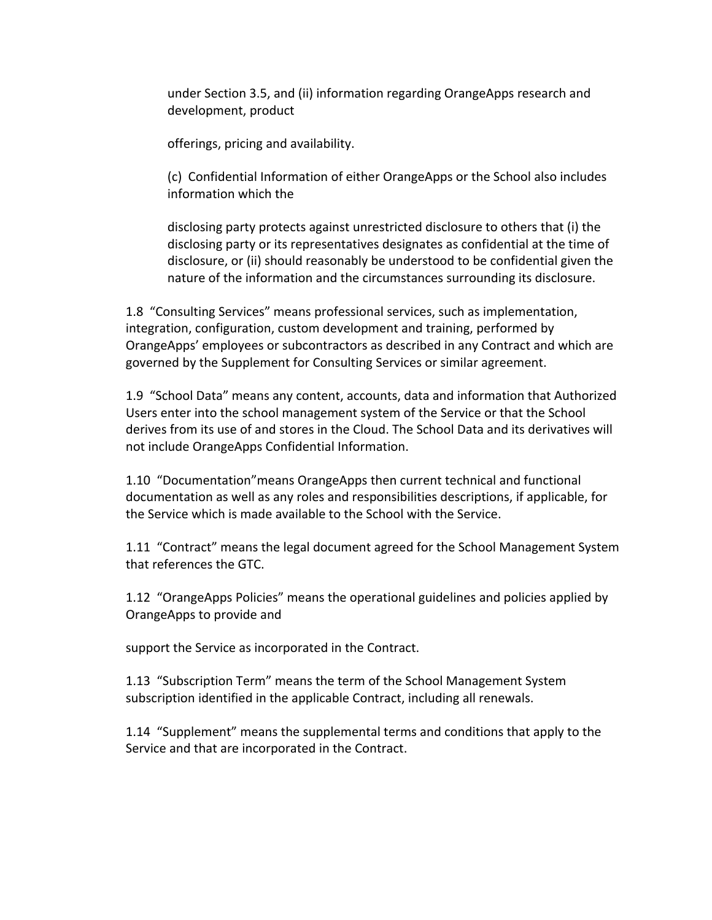under Section 3.5, and (ii) information regarding OrangeApps research and development, product

offerings, pricing and availability.

(c) Confidential Information of either OrangeApps or the School also includes information which the

disclosing party protects against unrestricted disclosure to others that (i) the disclosing party or its representatives designates as confidential at the time of disclosure, or (ii) should reasonably be understood to be confidential given the nature of the information and the circumstances surrounding its disclosure.

1.8 "Consulting Services" means professional services, such as implementation, integration, configuration, custom development and training, performed by OrangeApps' employees or subcontractors as described in any Contract and which are governed by the Supplement for Consulting Services or similar agreement.

1.9 "School Data" means any content, accounts, data and information that Authorized Users enter into the school management system of the Service or that the School derives from its use of and stores in the Cloud. The School Data and its derivatives will not include OrangeApps Confidential Information.

1.10 "Documentation"means OrangeApps then current technical and functional documentation as well as any roles and responsibilities descriptions, if applicable, for the Service which is made available to the School with the Service.

1.11 "Contract" means the legal document agreed for the School Management System that references the GTC.

1.12 "OrangeApps Policies" means the operational guidelines and policies applied by OrangeApps to provide and

support the Service as incorporated in the Contract.

1.13 "Subscription Term" means the term of the School Management System subscription identified in the applicable Contract, including all renewals.

1.14 "Supplement" means the supplemental terms and conditions that apply to the Service and that are incorporated in the Contract.